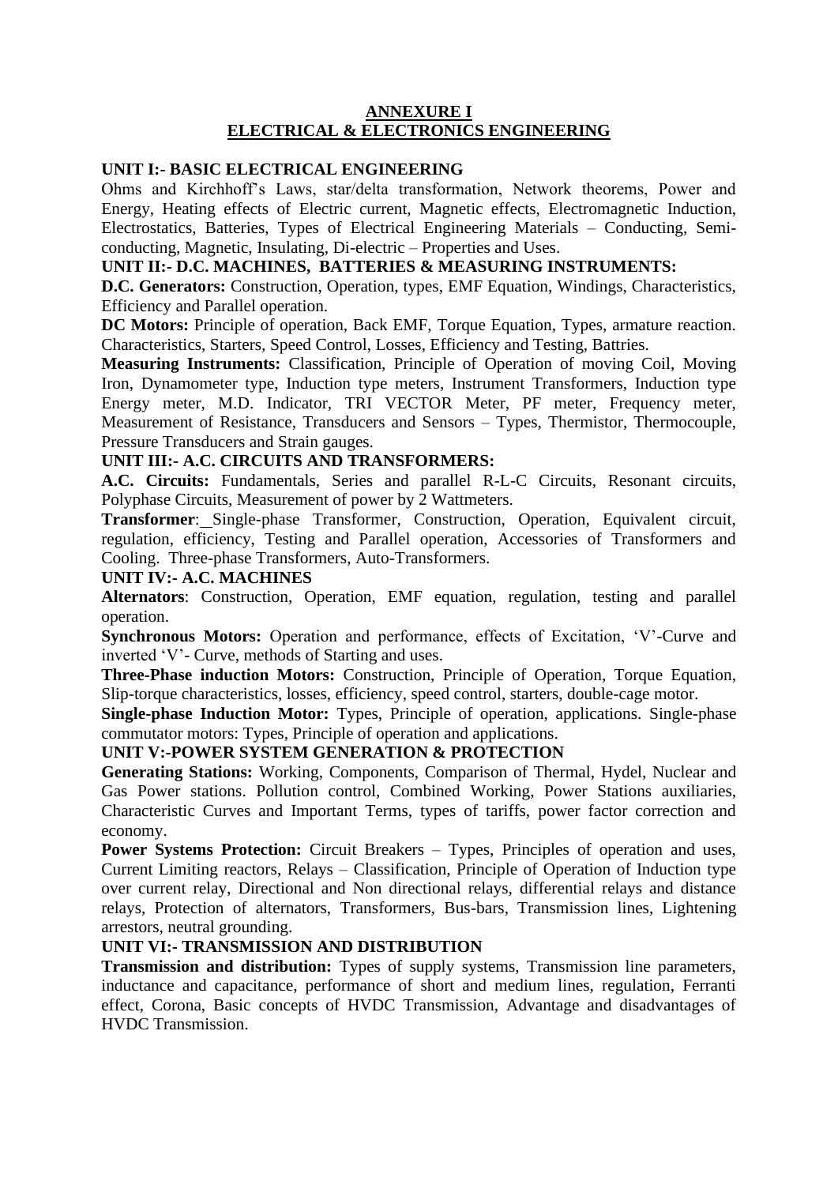# ANNEXURE I
# ELECTRICAL & ELECTRONICS ENGINEERING

## UNIT I:- BASIC ELECTRICAL ENGINEERING

Ohms and Kirchhoff's Laws, star/delta transformation, Network theorems, Power and Energy, Heating effects of Electric current, Magnetic effects, Electromagnetic Induction, Electrostatics, Batteries, Types of Electrical Engineering Materials – Conducting, Semi-conducting, Magnetic, Insulating, Di-electric – Properties and Uses.

## UNIT II:- D.C. MACHINES, BATTERIES & MEASURING INSTRUMENTS:

**D.C. Generators:** Construction, Operation, types, EMF Equation, Windings, Characteristics, Efficiency and Parallel operation.

**DC Motors:** Principle of operation, Back EMF, Torque Equation, Types, armature reaction. Characteristics, Starters, Speed Control, Losses, Efficiency and Testing, Battries.

**Measuring Instruments:** Classification, Principle of Operation of moving Coil, Moving Iron, Dynamometer type, Induction type meters, Instrument Transformers, Induction type Energy meter, M.D. Indicator, TRI VECTOR Meter, PF meter, Frequency meter, Measurement of Resistance, Transducers and Sensors – Types, Thermistor, Thermocouple, Pressure Transducers and Strain gauges.

## UNIT III:- A.C. CIRCUITS AND TRANSFORMERS:

**A.C. Circuits:** Fundamentals, Series and parallel R-L-C Circuits, Resonant circuits, Polyphase Circuits, Measurement of power by 2 Wattmeters.

**Transformer**: Single-phase Transformer, Construction, Operation, Equivalent circuit, regulation, efficiency, Testing and Parallel operation, Accessories of Transformers and Cooling. Three-phase Transformers, Auto-Transformers.

## UNIT IV:- A.C. MACHINES

**Alternators**: Construction, Operation, EMF equation, regulation, testing and parallel operation.

**Synchronous Motors:** Operation and performance, effects of Excitation, 'V'-Curve and inverted 'V'- Curve, methods of Starting and uses.

**Three-Phase induction Motors:** Construction, Principle of Operation, Torque Equation, Slip-torque characteristics, losses, efficiency, speed control, starters, double-cage motor.

**Single-phase Induction Motor:** Types, Principle of operation, applications. Single-phase commutator motors: Types, Principle of operation and applications.

## UNIT V:-POWER SYSTEM GENERATION & PROTECTION

**Generating Stations:** Working, Components, Comparison of Thermal, Hydel, Nuclear and Gas Power stations. Pollution control, Combined Working, Power Stations auxiliaries, Characteristic Curves and Important Terms, types of tariffs, power factor correction and economy.

**Power Systems Protection:** Circuit Breakers – Types, Principles of operation and uses, Current Limiting reactors, Relays – Classification, Principle of Operation of Induction type over current relay, Directional and Non directional relays, differential relays and distance relays, Protection of alternators, Transformers, Bus-bars, Transmission lines, Lightening arrestors, neutral grounding.

## UNIT VI:- TRANSMISSION AND DISTRIBUTION

**Transmission and distribution:** Types of supply systems, Transmission line parameters, inductance and capacitance, performance of short and medium lines, regulation, Ferranti effect, Corona, Basic concepts of HVDC Transmission, Advantage and disadvantages of HVDC Transmission.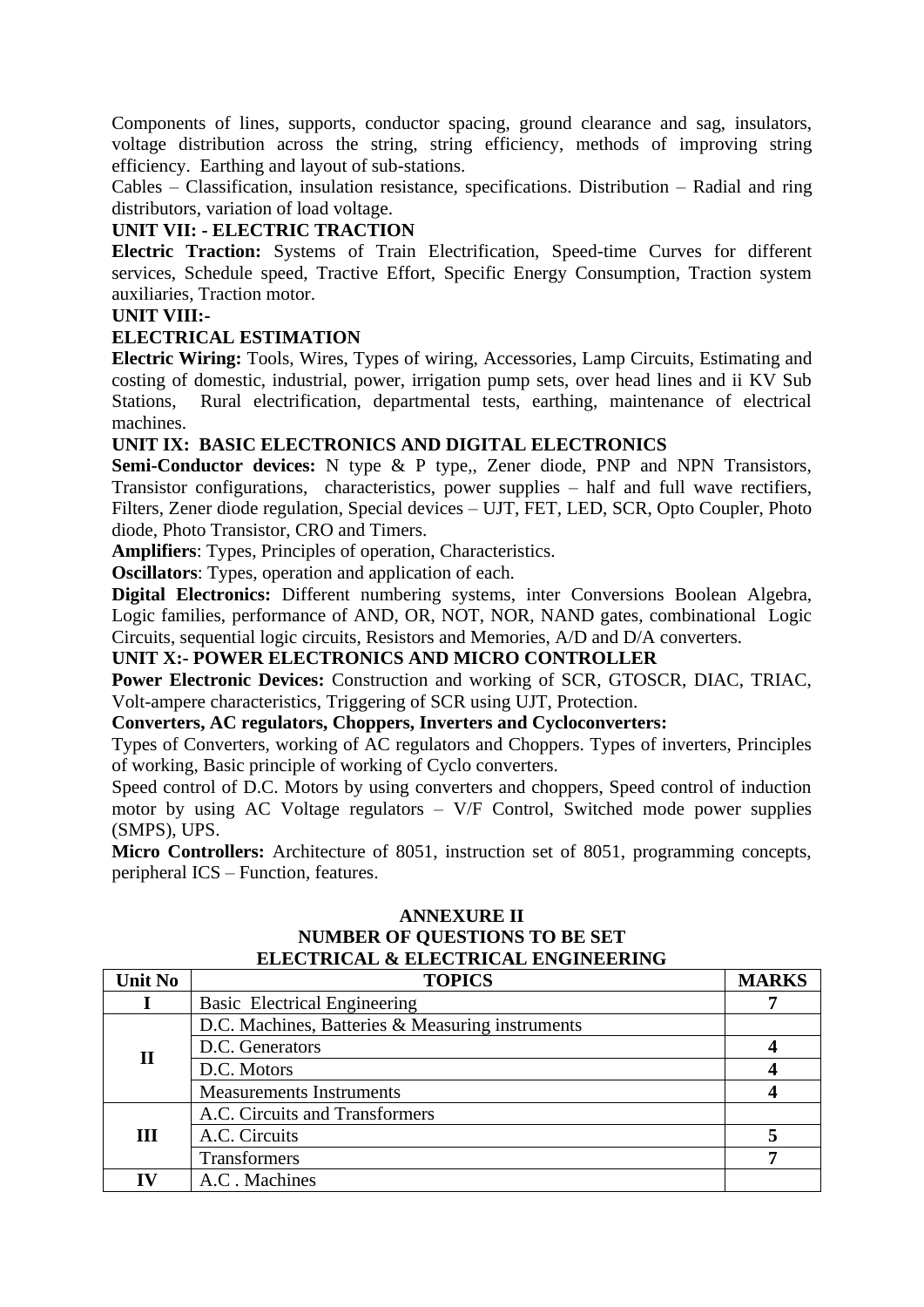Components of lines, supports, conductor spacing, ground clearance and sag, insulators, voltage distribution across the string, string efficiency, methods of improving string efficiency. Earthing and layout of sub-stations.

Cables – Classification, insulation resistance, specifications. Distribution – Radial and ring distributors, variation of load voltage.

**UNIT VII: - ELECTRIC TRACTION**

**Electric Traction:** Systems of Train Electrification, Speed-time Curves for different services, Schedule speed, Tractive Effort, Specific Energy Consumption, Traction system auxiliaries, Traction motor.

**UNIT VIII:-**

**ELECTRICAL ESTIMATION**

**Electric Wiring:** Tools, Wires, Types of wiring, Accessories, Lamp Circuits, Estimating and costing of domestic, industrial, power, irrigation pump sets, over head lines and ii KV Sub Stations, Rural electrification, departmental tests, earthing, maintenance of electrical machines.

**UNIT IX: BASIC ELECTRONICS AND DIGITAL ELECTRONICS**

**Semi-Conductor devices:** N type & P type,, Zener diode, PNP and NPN Transistors, Transistor configurations, characteristics, power supplies – half and full wave rectifiers, Filters, Zener diode regulation, Special devices – UJT, FET, LED, SCR, Opto Coupler, Photo diode, Photo Transistor, CRO and Timers.

**Amplifiers**: Types, Principles of operation, Characteristics.

**Oscillators**: Types, operation and application of each.

**Digital Electronics:** Different numbering systems, inter Conversions Boolean Algebra, Logic families, performance of AND, OR, NOT, NOR, NAND gates, combinational Logic Circuits, sequential logic circuits, Resistors and Memories, A/D and D/A converters.

**UNIT X:- POWER ELECTRONICS AND MICRO CONTROLLER**

**Power Electronic Devices:** Construction and working of SCR, GTOSCR, DIAC, TRIAC, Volt-ampere characteristics, Triggering of SCR using UJT, Protection.

**Converters, AC regulators, Choppers, Inverters and Cycloconverters:**

Types of Converters, working of AC regulators and Choppers. Types of inverters, Principles of working, Basic principle of working of Cyclo converters.

Speed control of D.C. Motors by using converters and choppers, Speed control of induction motor by using AC Voltage regulators – V/F Control, Switched mode power supplies (SMPS), UPS.

**Micro Controllers:** Architecture of 8051, instruction set of 8051, programming concepts, peripheral ICS – Function, features.

## ANNEXURE II
## NUMBER OF QUESTIONS TO BE SET
## ELECTRICAL & ELECTRICAL ENGINEERING

| Unit No | TOPICS | MARKS |
|---|---|---|
| I | Basic Electrical Engineering | 7 |
| II | D.C. Machines, Batteries & Measuring instruments | |
| | D.C. Generators | 4 |
| | D.C. Motors | 4 |
| | Measurements Instruments | 4 |
| III | A.C. Circuits and Transformers | |
| | A.C. Circuits | 5 |
| | Transformers | 7 |
| IV | A.C . Machines | |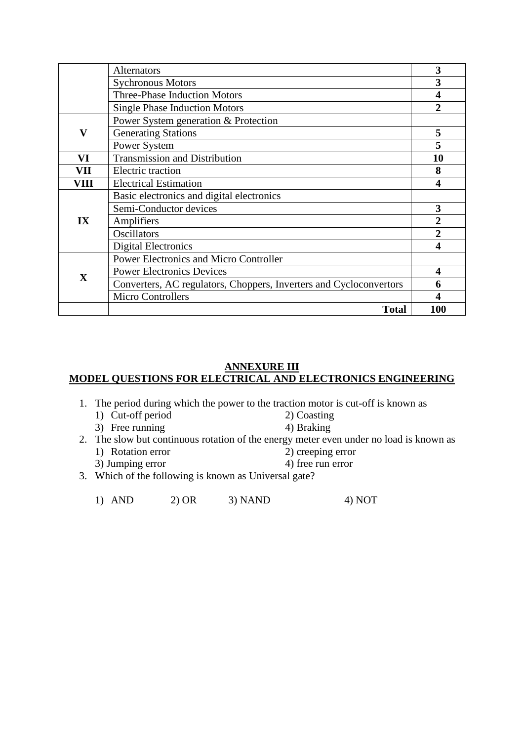| | | |
|---|---|---|
| | Alternators | **3** |
| | Sychronous Motors | **3** |
| | Three-Phase Induction Motors | **4** |
| | Single Phase Induction Motors | **2** |
| **V** | Power System generation & Protection | |
| | Generating Stations | **5** |
| | Power System | **5** |
| **VI** | Transmission and Distribution | **10** |
| **VII** | Electric traction | **8** |
| **VIII** | Electrical Estimation | **4** |
| **IX** | Basic electronics and digital electronics | |
| | Semi-Conductor devices | **3** |
| | Amplifiers | **2** |
| | Oscillators | **2** |
| | Digital Electronics | **4** |
| **X** | Power Electronics and Micro Controller | |
| | Power Electronics Devices | **4** |
| | Converters, AC regulators, Choppers, Inverters and Cycloconvertors | **6** |
| | Micro Controllers | **4** |
| | **Total** | **100** |

## ANNEXURE III
## MODEL QUESTIONS FOR ELECTRICAL AND ELECTRONICS ENGINEERING

1. The period during which the power to the traction motor is cut-off is known as
   1) Cut-off period 2) Coasting
   3) Free running 4) Braking
2. The slow but continuous rotation of the energy meter even under no load is known as
   1) Rotation error 2) creeping error
   3) Jumping error 4) free run error
3. Which of the following is known as Universal gate?

   1) AND 2) OR 3) NAND 4) NOT